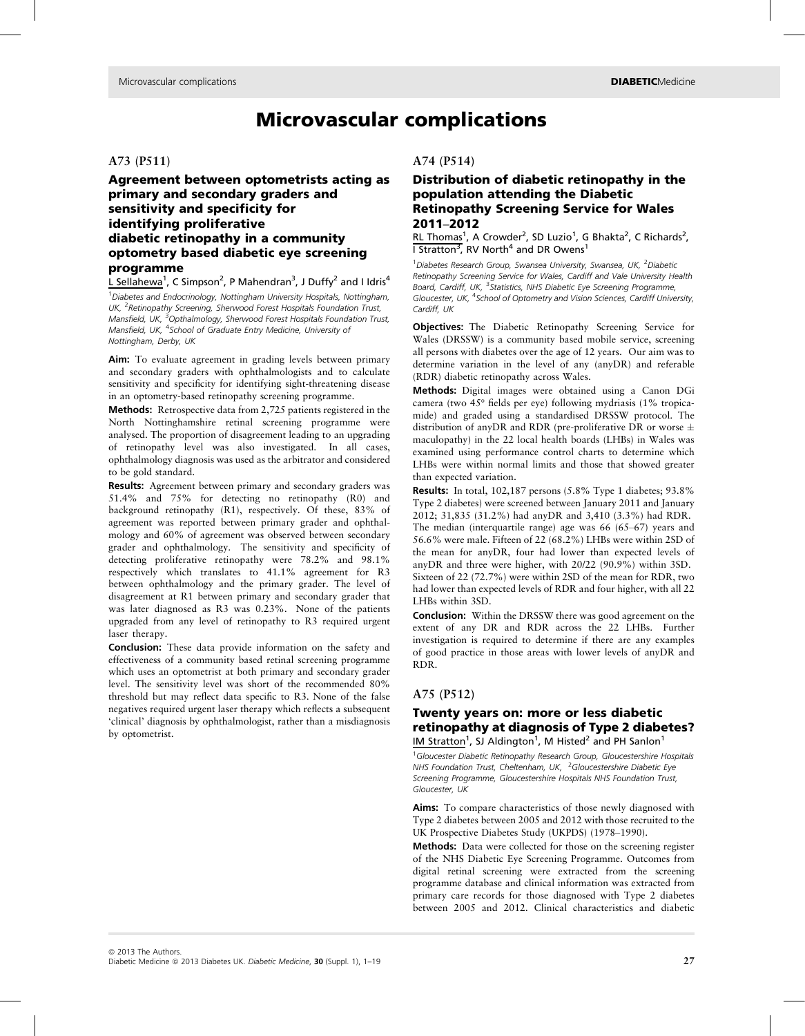# Microvascular complications

## A73 (P511)

### Agreement between optometrists acting as primary and secondary graders and sensitivity and specificity for identifying proliferative diabetic retinopathy in a community optometry based diabetic eye screening programme

L Sellahewa[1], C Simpson[2], P Mahendran[3], J Duffy[2] and I Idris[4]

[1]Diabetes and Endocrinology, Nottingham University Hospitals, Nottingham, UK, [2]Retinopathy Screening, Sherwood Forest Hospitals Foundation Trust, Mansfield, UK, [3]Opthalmology, Sherwood Forest Hospitals Foundation Trust, Mansfield, UK, [4]School of Graduate Entry Medicine, University of Nottingham, Derby, UK

**Aim:** To evaluate agreement in grading levels between primary and secondary graders with ophthalmologists and to calculate sensitivity and specificity for identifying sight-threatening disease in an optometry-based retinopathy screening programme.

**Methods:** Retrospective data from 2,725 patients registered in the North Nottinghamshire retinal screening programme were analysed. The proportion of disagreement leading to an upgrading of retinopathy level was also investigated. In all cases, ophthalmology diagnosis was used as the arbitrator and considered to be gold standard.

**Results:** Agreement between primary and secondary graders was 51.4% and 75% for detecting no retinopathy (R0) and background retinopathy (R1), respectively. Of these, 83% of agreement was reported between primary grader and ophthalmology and 60% of agreement was observed between secondary grader and ophthalmology. The sensitivity and specificity of detecting proliferative retinopathy were 78.2% and 98.1% respectively which translates to 41.1% agreement for R3 between ophthalmology and the primary grader. The level of disagreement at R1 between primary and secondary grader that was later diagnosed as R3 was 0.23%. None of the patients upgraded from any level of retinopathy to R3 required urgent laser therapy.

**Conclusion:** These data provide information on the safety and effectiveness of a community based retinal screening programme which uses an optometrist at both primary and secondary grader level. The sensitivity level was short of the recommended 80% threshold but may reflect data specific to R3. None of the false negatives required urgent laser therapy which reflects a subsequent 'clinical' diagnosis by ophthalmologist, rather than a misdiagnosis by optometrist.

## A74 (P514)

### Distribution of diabetic retinopathy in the population attending the Diabetic Retinopathy Screening Service for Wales 2011–2012

RL Thomas[1], A Crowder[2], SD Luzio[1], G Bhakta[2], C Richards[2], I Stratton[3], RV North[4] and DR Owens[1]

[1]Diabetes Research Group, Swansea University, Swansea, UK, [2]Diabetic Retinopathy Screening Service for Wales, Cardiff and Vale University Health Board, Cardiff, UK, [3]Statistics, NHS Diabetic Eye Screening Programme, Gloucester, UK, [4]School of Optometry and Vision Sciences, Cardiff University, Cardiff, UK

**Objectives:** The Diabetic Retinopathy Screening Service for Wales (DRSSW) is a community based mobile service, screening all persons with diabetes over the age of 12 years. Our aim was to determine variation in the level of any (anyDR) and referable (RDR) diabetic retinopathy across Wales.

**Methods:** Digital images were obtained using a Canon DGi camera (two 45° fields per eye) following mydriasis (1% tropicamide) and graded using a standardised DRSSW protocol. The distribution of anyDR and RDR (pre-proliferative DR or worse ± maculopathy) in the 22 local health boards (LHBs) in Wales was examined using performance control charts to determine which LHBs were within normal limits and those that showed greater than expected variation.

**Results:** In total, 102,187 persons (5.8% Type 1 diabetes; 93.8% Type 2 diabetes) were screened between January 2011 and January 2012; 31,835 (31.2%) had anyDR and 3,410 (3.3%) had RDR. The median (interquartile range) age was 66 (65–67) years and 56.6% were male. Fifteen of 22 (68.2%) LHBs were within 2SD of the mean for anyDR, four had lower than expected levels of anyDR and three were higher, with 20/22 (90.9%) within 3SD. Sixteen of 22 (72.7%) were within 2SD of the mean for RDR, two had lower than expected levels of RDR and four higher, with all 22 LHBs within 3SD.

**Conclusion:** Within the DRSSW there was good agreement on the extent of any DR and RDR across the 22 LHBs. Further investigation is required to determine if there are any examples of good practice in those areas with lower levels of anyDR and RDR.

## A75 (P512)

### Twenty years on: more or less diabetic retinopathy at diagnosis of Type 2 diabetes?

IM Stratton[1], SJ Aldington[1], M Histed[2] and PH Sanlon[1]

[1]Gloucester Diabetic Retinopathy Research Group, Gloucestershire Hospitals NHS Foundation Trust, Cheltenham, UK, [2]Gloucestershire Diabetic Eye Screening Programme, Gloucestershire Hospitals NHS Foundation Trust, Gloucester, UK

**Aims:** To compare characteristics of those newly diagnosed with Type 2 diabetes between 2005 and 2012 with those recruited to the UK Prospective Diabetes Study (UKPDS) (1978–1990).

**Methods:** Data were collected for those on the screening register of the NHS Diabetic Eye Screening Programme. Outcomes from digital retinal screening were extracted from the screening programme database and clinical information was extracted from primary care records for those diagnosed with Type 2 diabetes between 2005 and 2012. Clinical characteristics and diabetic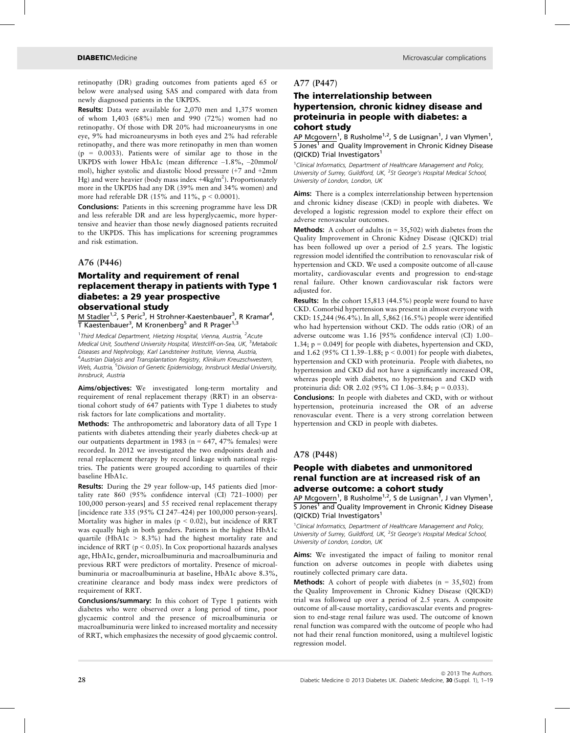retinopathy (DR) grading outcomes from patients aged 65 or below were analysed using SAS and compared with data from newly diagnosed patients in the UKPDS.

**Results:** Data were available for 2,070 men and 1,375 women of whom 1,403 (68%) men and 990 (72%) women had no retinopathy. Of those with DR 20% had microaneurysms in one eye, 9% had microaneurysms in both eyes and 2% had referable retinopathy, and there was more retinopathy in men than women ($p = 0.0033$). Patients were of similar age to those in the UKPDS with lower HbA1c (mean difference –1.8%, –20mmol/mol), higher systolic and diastolic blood pressure (+7 and +2mm Hg) and were heavier (body mass index +4kg/m$^2$). Proportionately more in the UKPDS had any DR (39% men and 34% women) and more had referable DR (15% and 11%, $p < 0.0001$).

**Conclusions:** Patients in this screening programme have less DR and less referable DR and are less hyperglycaemic, more hypertensive and heavier than those newly diagnosed patients recruited to the UKPDS. This has implications for screening programmes and risk estimation.

## A76 (P446)

### Mortality and requirement of renal replacement therapy in patients with Type 1 diabetes: a 29 year prospective observational study

M Stadler[1,2], S Peric[3], H Strohner-Kaestenbauer[3], R Kramar[4], T Kaestenbauer[3], M Kronenberg[5] and R Prager[1,3]

[1]*Third Medical Department, Hietzing Hospital, Vienna, Austria,* [2]*Acute Medical Unit, Southend University Hospital, Westcliff-on-Sea, UK,* [3]*Metabolic Diseases and Nephrology, Karl Landsteiner Institute, Vienna, Austria,* [4]*Austrian Dialysis and Transplantation Registry, Klinikum Kreuzschwestern, Wels, Austria,* [5]*Division of Genetic Epidemiology, Innsbruck Medial University, Innsbruck, Austria*

**Aims/objectives:** We investigated long-term mortality and requirement of renal replacement therapy (RRT) in an observational cohort study of 647 patients with Type 1 diabetes to study risk factors for late complications and mortality.

**Methods:** The anthropometric and laboratory data of all Type 1 patients with diabetes attending their yearly diabetes check-up at our outpatients department in 1983 (n = 647, 47% females) were recorded. In 2012 we investigated the two endpoints death and renal replacement therapy by record linkage with national registries. The patients were grouped according to quartiles of their baseline HbA1c.

**Results:** During the 29 year follow-up, 145 patients died [mortality rate 860 (95% confidence interval (CI) 721–1000) per 100,000 person-years] and 55 received renal replacement therapy [incidence rate 335 (95% CI 247–424) per 100,000 person-years]. Mortality was higher in males ($p < 0.02$), but incidence of RRT was equally high in both genders. Patients in the highest HbA1c quartile (HbA1c > 8.3%) had the highest mortality rate and incidence of RRT ($p < 0.05$). In Cox proportional hazards analyses age, HbA1c, gender, microalbuminuria and macroalbuminuria and previous RRT were predictors of mortality. Presence of microalbuminuria or macroalbuminuria at baseline, HbA1c above 8.3%, creatinine clearance and body mass index were predictors of requirement of RRT.

**Conclusions/summary:** In this cohort of Type 1 patients with diabetes who were observed over a long period of time, poor glycaemic control and the presence of microalbuminuria or macroalbuminuria were linked to increased mortality and necessity of RRT, which emphasizes the necessity of good glycaemic control.

## A77 (P447)

### The interrelationship between hypertension, chronic kidney disease and proteinuria in people with diabetes: a cohort study

AP Mcgovern[1], B Rusholme[1,2], S de Lusignan[1], J van Vlymen[1], S Jones[1] and Quality Improvement in Chronic Kidney Disease (QICKD) Trial Investigators[1]

[1]*Clinical Informatics, Department of Healthcare Management and Policy, University of Surrey, Guildford, UK,* [2]*St George's Hospital Medical School, University of London, London, UK*

**Aims:** There is a complex interrelationship between hypertension and chronic kidney disease (CKD) in people with diabetes. We developed a logistic regression model to explore their effect on adverse renovascular outcomes.

**Methods:** A cohort of adults (n = 35,502) with diabetes from the Quality Improvement in Chronic Kidney Disease (QICKD) trial has been followed up over a period of 2.5 years. The logistic regression model identified the contribution to renovascular risk of hypertension and CKD. We used a composite outcome of all-cause mortality, cardiovascular events and progression to end-stage renal failure. Other known cardiovascular risk factors were adjusted for.

**Results:** In the cohort 15,813 (44.5%) people were found to have CKD. Comorbid hypertension was present in almost everyone with CKD: 15,244 (96.4%). In all, 5,862 (16.5%) people were identified who had hypertension without CKD. The odds ratio (OR) of an adverse outcome was 1.16 [95% confidence interval (CI) 1.00–1.34; $p = 0.049$] for people with diabetes, hypertension and CKD, and 1.62 (95% CI 1.39–1.88; $p < 0.001$) for people with diabetes, hypertension and CKD with proteinuria. People with diabetes, no hypertension and CKD did not have a significantly increased OR, whereas people with diabetes, no hypertension and CKD with proteinuria did: OR 2.02 (95% CI 1.06–3.84; $p = 0.033$).

**Conclusions:** In people with diabetes and CKD, with or without hypertension, proteinuria increased the OR of an adverse renovascular event. There is a very strong correlation between hypertension and CKD in people with diabetes.

## A78 (P448)

### People with diabetes and unmonitored renal function are at increased risk of an adverse outcome: a cohort study

AP Mcgovern[1], B Rusholme[1,2], S de Lusignan[1], J van Vlymen[1], S Jones[1] and Quality Improvement in Chronic Kidney Disease (QICKD) Trial Investigators[1]

[1]*Clinical Informatics, Department of Healthcare Management and Policy, University of Surrey, Guildford, UK,* [2]*St George's Hospital Medical School, University of London, London, UK*

**Aims:** We investigated the impact of failing to monitor renal function on adverse outcomes in people with diabetes using routinely collected primary care data.

**Methods:** A cohort of people with diabetes (n = 35,502) from the Quality Improvement in Chronic Kidney Disease (QICKD) trial was followed up over a period of 2.5 years. A composite outcome of all-cause mortality, cardiovascular events and progression to end-stage renal failure was used. The outcome of known renal function was compared with the outcome of people who had not had their renal function monitored, using a multilevel logistic regression model.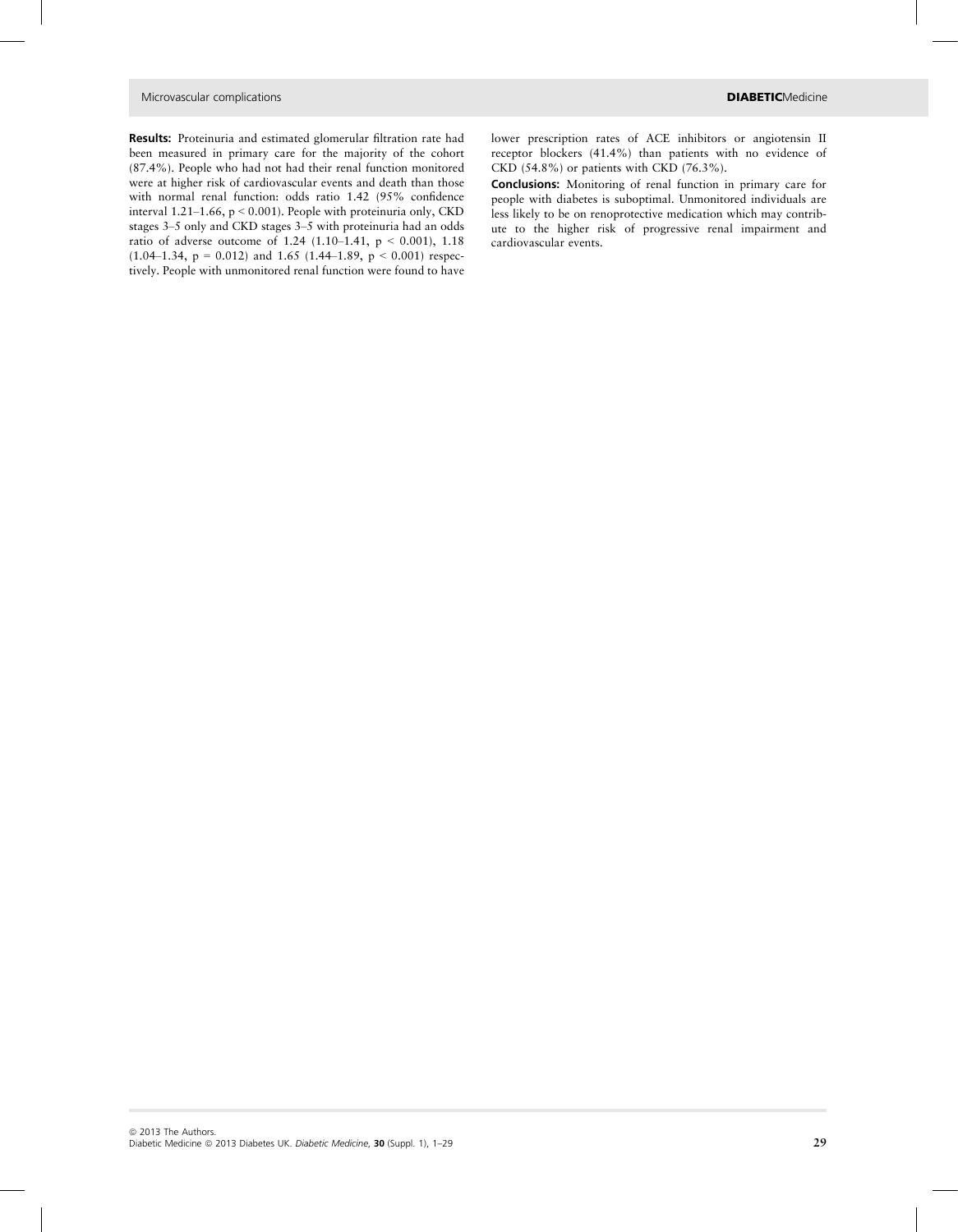**Results:** Proteinuria and estimated glomerular filtration rate had been measured in primary care for the majority of the cohort (87.4%). People who had not had their renal function monitored were at higher risk of cardiovascular events and death than those with normal renal function: odds ratio 1.42 (95% confidence interval 1.21–1.66, $p < 0.001$). People with proteinuria only, CKD stages 3–5 only and CKD stages 3–5 with proteinuria had an odds ratio of adverse outcome of 1.24 (1.10–1.41, $p < 0.001$), 1.18 (1.04–1.34, $p = 0.012$) and 1.65 (1.44–1.89, $p < 0.001$) respectively. People with unmonitored renal function were found to have lower prescription rates of ACE inhibitors or angiotensin II receptor blockers (41.4%) than patients with no evidence of CKD (54.8%) or patients with CKD (76.3%).

**Conclusions:** Monitoring of renal function in primary care for people with diabetes is suboptimal. Unmonitored individuals are less likely to be on renoprotective medication which may contribute to the higher risk of progressive renal impairment and cardiovascular events.